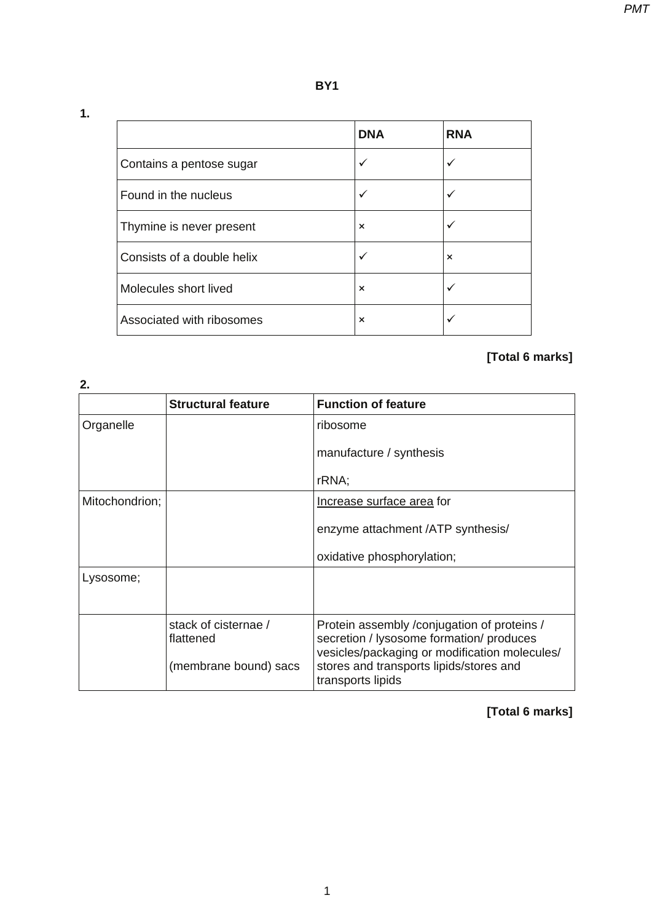**BY1**

**1.**

| | **DNA** | **RNA** |
|---|---|---|
| Contains a pentose sugar | ✓ | ✓ |
| Found in the nucleus | ✓ | ✓ |
| Thymine is never present | × | ✓ |
| Consists of a double helix | ✓ | × |
| Molecules short lived | × | ✓ |
| Associated with ribosomes | × | ✓ |

**[Total 6 marks]**

**2.**

| | **Structural feature** | **Function of feature** |
|---|---|---|
| Organelle | | ribosome<br><br>manufacture / synthesis<br><br>rRNA; |
| Mitochondrion; | | Increase surface area for<br><br>enzyme attachment /ATP synthesis/<br><br>oxidative phosphorylation; |
| Lysosome; | | |
| | stack of cisternae / flattened<br><br>(membrane bound) sacs | Protein assembly /conjugation of proteins / secretion / lysosome formation/ produces vesicles/packaging or modification molecules/ stores and transports lipids/stores and transports lipids |

**[Total 6 marks]**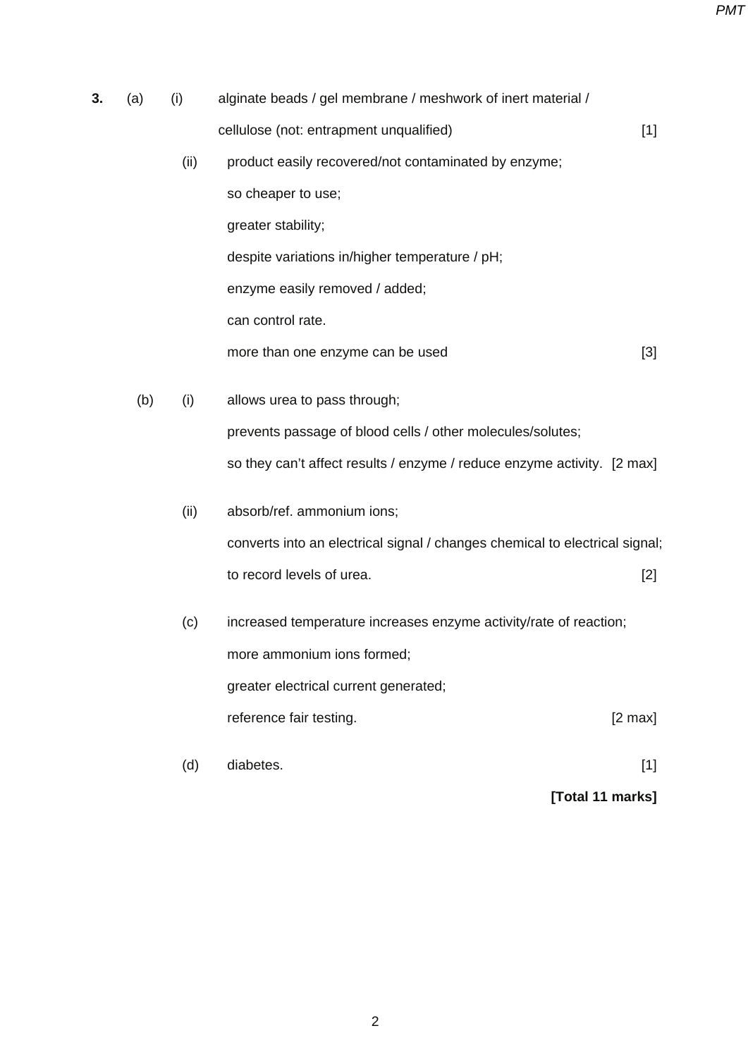3. (a) (i) alginate beads / gel membrane / meshwork of inert material / cellulose (not: entrapment unqualified) [1]

(ii) product easily recovered/not contaminated by enzyme;
so cheaper to use;
greater stability;
despite variations in/higher temperature / pH;
enzyme easily removed / added;
can control rate.
more than one enzyme can be used [3]

(b) (i) allows urea to pass through;
prevents passage of blood cells / other molecules/solutes;
so they can't affect results / enzyme / reduce enzyme activity. [2 max]

(ii) absorb/ref. ammonium ions;
converts into an electrical signal / changes chemical to electrical signal;
to record levels of urea. [2]

(c) increased temperature increases enzyme activity/rate of reaction;
more ammonium ions formed;
greater electrical current generated;
reference fair testing. [2 max]

(d) diabetes. [1]

**[Total 11 marks]**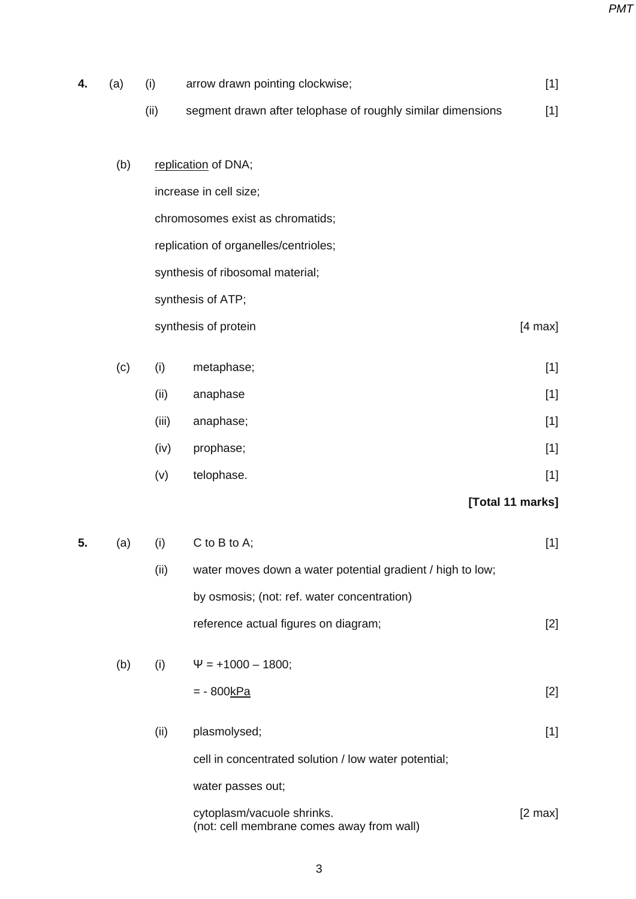**4.** (a) (i) arrow drawn pointing clockwise; [1]

(ii) segment drawn after telophase of roughly similar dimensions [1]

(b) replication of DNA;

increase in cell size;

chromosomes exist as chromatids;

replication of organelles/centrioles;

synthesis of ribosomal material;

synthesis of ATP;

synthesis of protein [4 max]

(c) (i) metaphase; [1]

(ii) anaphase [1]

(iii) anaphase; [1]

(iv) prophase; [1]

(v) telophase. [1]

**[Total 11 marks]**

**5.** (a) (i) C to B to A; [1]

(ii) water moves down a water potential gradient / high to low;

by osmosis; (not: ref. water concentration)

reference actual figures on diagram; [2]

(b) (i) $\Psi = +1000 - 1800$;

$= -800$kPa [2]

(ii) plasmolysed; [1]

cell in concentrated solution / low water potential;

water passes out;

cytoplasm/vacuole shrinks. [2 max]
(not: cell membrane comes away from wall)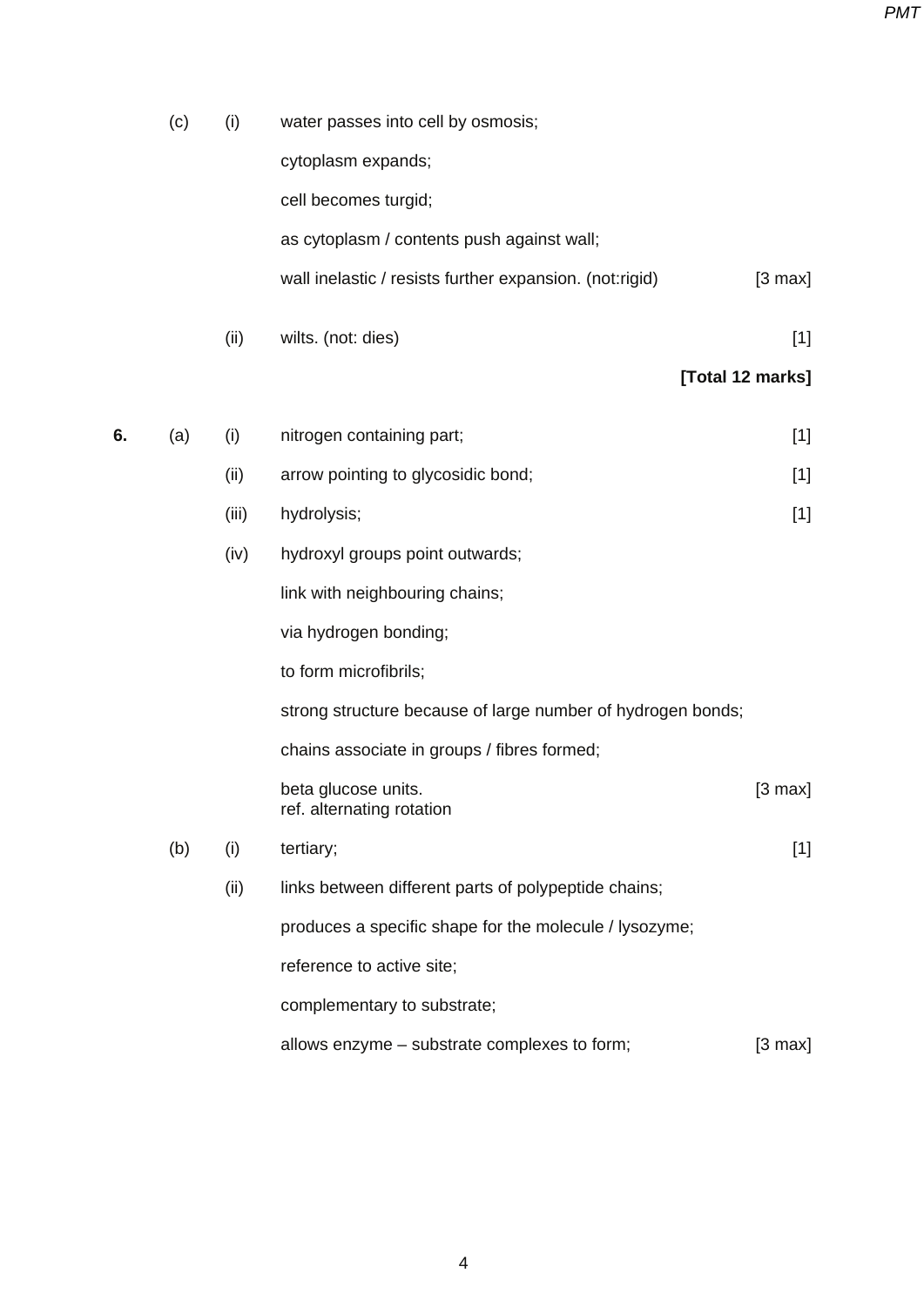(c) (i) water passes into cell by osmosis;

cytoplasm expands;

cell becomes turgid;

as cytoplasm / contents push against wall;

wall inelastic / resists further expansion. (not:rigid) [3 max]

(ii) wilts. (not: dies) [1]

**[Total 12 marks]**

**6.** (a) (i) nitrogen containing part; [1]

(ii) arrow pointing to glycosidic bond; [1]

(iii) hydrolysis; [1]

(iv) hydroxyl groups point outwards;

link with neighbouring chains;

via hydrogen bonding;

to form microfibrils;

strong structure because of large number of hydrogen bonds;

chains associate in groups / fibres formed;

beta glucose units. [3 max]
ref. alternating rotation

(b) (i) tertiary; [1]

(ii) links between different parts of polypeptide chains;

produces a specific shape for the molecule / lysozyme;

reference to active site;

complementary to substrate;

allows enzyme – substrate complexes to form; [3 max]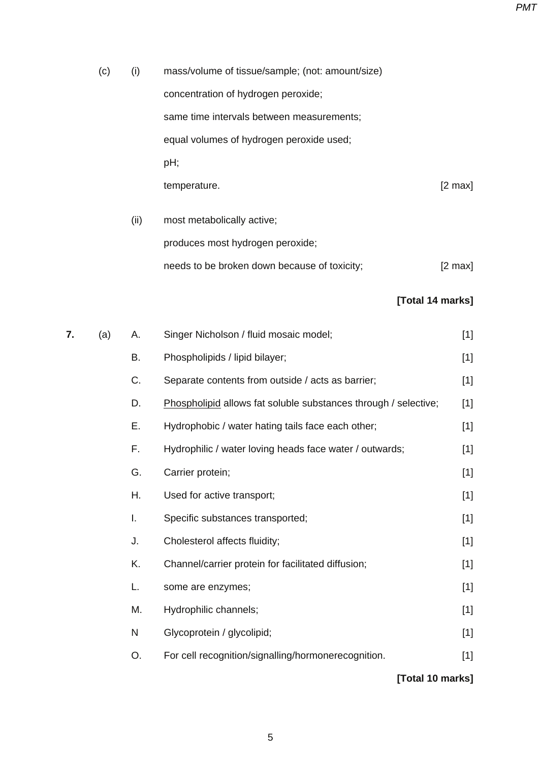(c) (i) mass/volume of tissue/sample; (not: amount/size)

concentration of hydrogen peroxide;

same time intervals between measurements;

equal volumes of hydrogen peroxide used;

pH;

temperature. [2 max]

(ii) most metabolically active;

produces most hydrogen peroxide;

needs to be broken down because of toxicity; [2 max]

**[Total 14 marks]**

**7.** (a)

| | | |
|---|---|---|
| A. | Singer Nicholson / fluid mosaic model; | [1] |
| B. | Phospholipids / lipid bilayer; | [1] |
| C. | Separate contents from outside / acts as barrier; | [1] |
| D. | Phospholipid allows fat soluble substances through / selective; | [1] |
| E. | Hydrophobic / water hating tails face each other; | [1] |
| F. | Hydrophilic / water loving heads face water / outwards; | [1] |
| G. | Carrier protein; | [1] |
| H. | Used for active transport; | [1] |
| I. | Specific substances transported; | [1] |
| J. | Cholesterol affects fluidity; | [1] |
| K. | Channel/carrier protein for facilitated diffusion; | [1] |
| L. | some are enzymes; | [1] |
| M. | Hydrophilic channels; | [1] |
| N | Glycoprotein / glycolipid; | [1] |
| O. | For cell recognition/signalling/hormonerecognition. | [1] |

**[Total 10 marks]**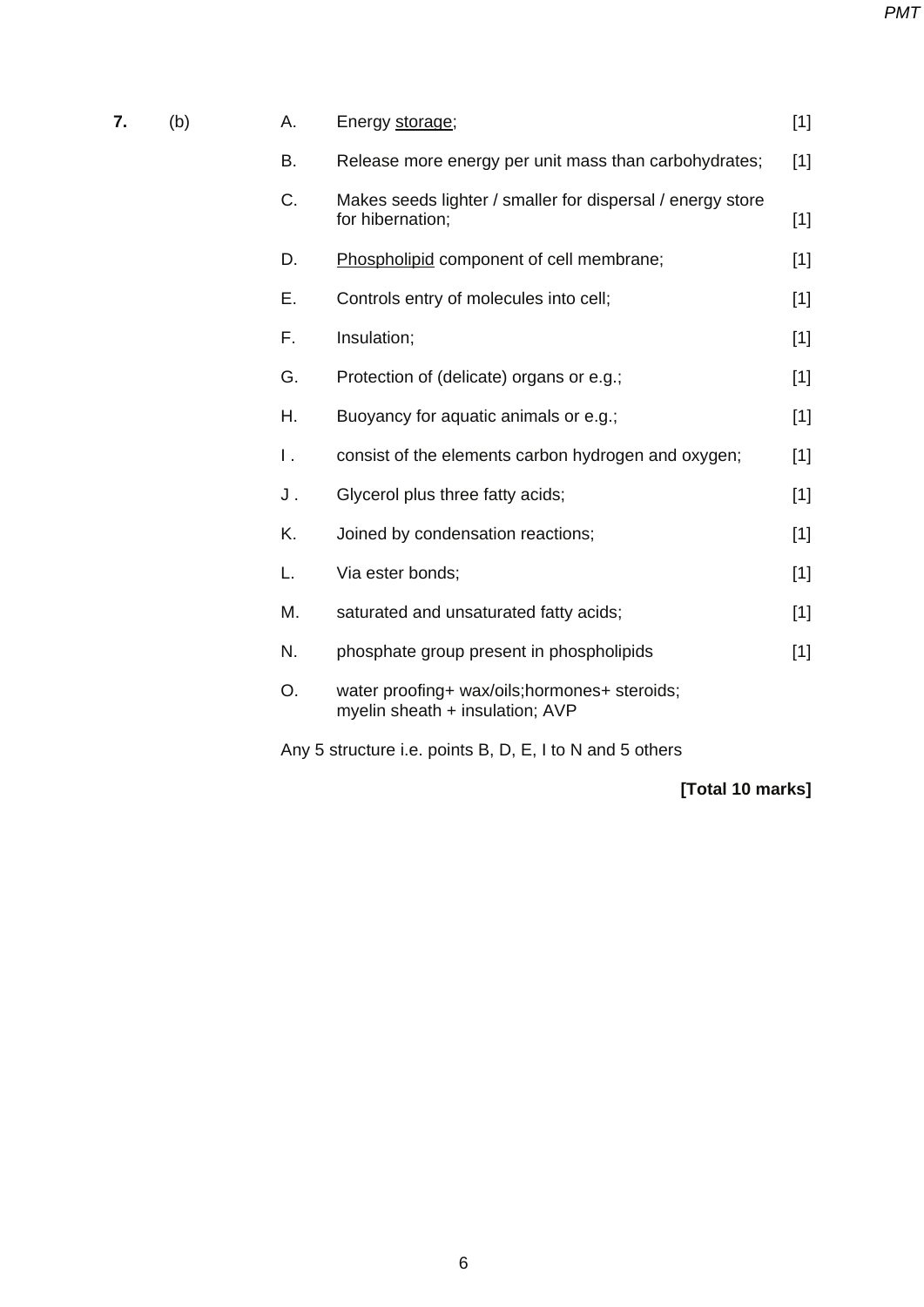**7.** (b)

| | | |
|---|---|---|
| A. | Energy <u>storage</u>; | [1] |
| B. | Release more energy per unit mass than carbohydrates; | [1] |
| C. | Makes seeds lighter / smaller for dispersal / energy store for hibernation; | [1] |
| D. | <u>Phospholipid</u> component of cell membrane; | [1] |
| E. | Controls entry of molecules into cell; | [1] |
| F. | Insulation; | [1] |
| G. | Protection of (delicate) organs or e.g.; | [1] |
| H. | Buoyancy for aquatic animals or e.g.; | [1] |
| I . | consist of the elements carbon hydrogen and oxygen; | [1] |
| J . | Glycerol plus three fatty acids; | [1] |
| K. | Joined by condensation reactions; | [1] |
| L. | Via ester bonds; | [1] |
| M. | saturated and unsaturated fatty acids; | [1] |
| N. | phosphate group present in phospholipids | [1] |
| O. | water proofing+ wax/oils;hormones+ steroids; myelin sheath + insulation; AVP | |

Any 5 structure i.e. points B, D, E, I to N and 5 others

**[Total 10 marks]**